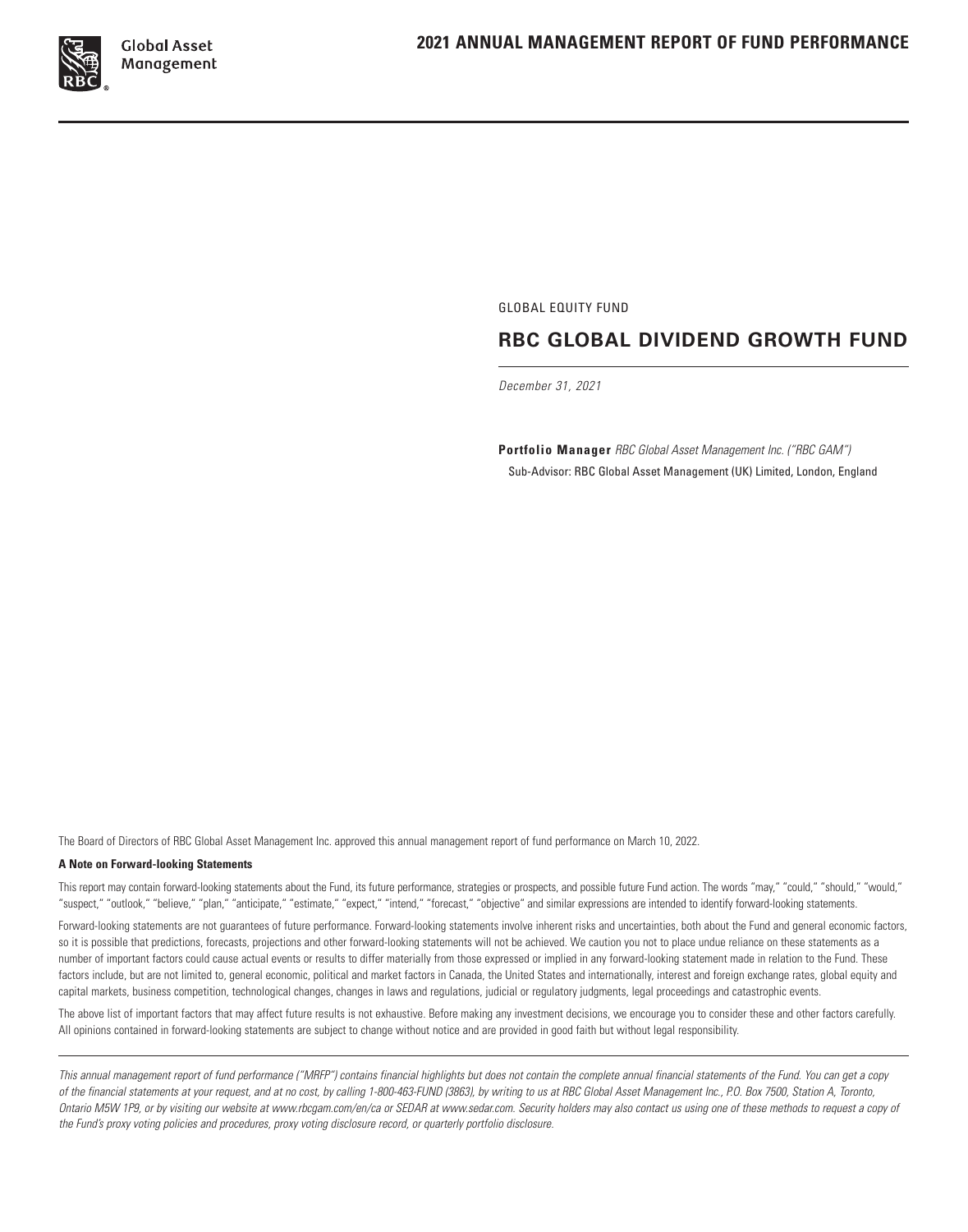# 2021 ANNUAL MANAGEMENT REPORT OF FUND PERFORMANCE

GLOBAL EQUITY FUND

## RBC GLOBAL DIVIDEND GROWTH FUND

*December 31, 2021*

**Portfolio Manager** *RBC Global Asset Management Inc. ("RBC GAM")*

Sub-Advisor: RBC Global Asset Management (UK) Limited, London, England

The Board of Directors of RBC Global Asset Management Inc. approved this annual management report of fund performance on March 10, 2022.

**A Note on Forward-looking Statements**

This report may contain forward-looking statements about the Fund, its future performance, strategies or prospects, and possible future Fund action. The words "may," "could," "should," "would," "suspect," "outlook," "believe," "plan," "anticipate," "estimate," "expect," "intend," "forecast," "objective" and similar expressions are intended to identify forward-looking statements.

Forward-looking statements are not guarantees of future performance. Forward-looking statements involve inherent risks and uncertainties, both about the Fund and general economic factors, so it is possible that predictions, forecasts, projections and other forward-looking statements will not be achieved. We caution you not to place undue reliance on these statements as a number of important factors could cause actual events or results to differ materially from those expressed or implied in any forward-looking statement made in relation to the Fund. These factors include, but are not limited to, general economic, political and market factors in Canada, the United States and internationally, interest and foreign exchange rates, global equity and capital markets, business competition, technological changes, changes in laws and regulations, judicial or regulatory judgments, legal proceedings and catastrophic events.

The above list of important factors that may affect future results is not exhaustive. Before making any investment decisions, we encourage you to consider these and other factors carefully. All opinions contained in forward-looking statements are subject to change without notice and are provided in good faith but without legal responsibility.

*This annual management report of fund performance ("MRFP") contains financial highlights but does not contain the complete annual financial statements of the Fund. You can get a copy of the financial statements at your request, and at no cost, by calling 1-800-463-FUND (3863), by writing to us at RBC Global Asset Management Inc., P.O. Box 7500, Station A, Toronto, Ontario M5W 1P9, or by visiting our website at www.rbcgam.com/en/ca or SEDAR at www.sedar.com. Security holders may also contact us using one of these methods to request a copy of the Fund's proxy voting policies and procedures, proxy voting disclosure record, or quarterly portfolio disclosure.*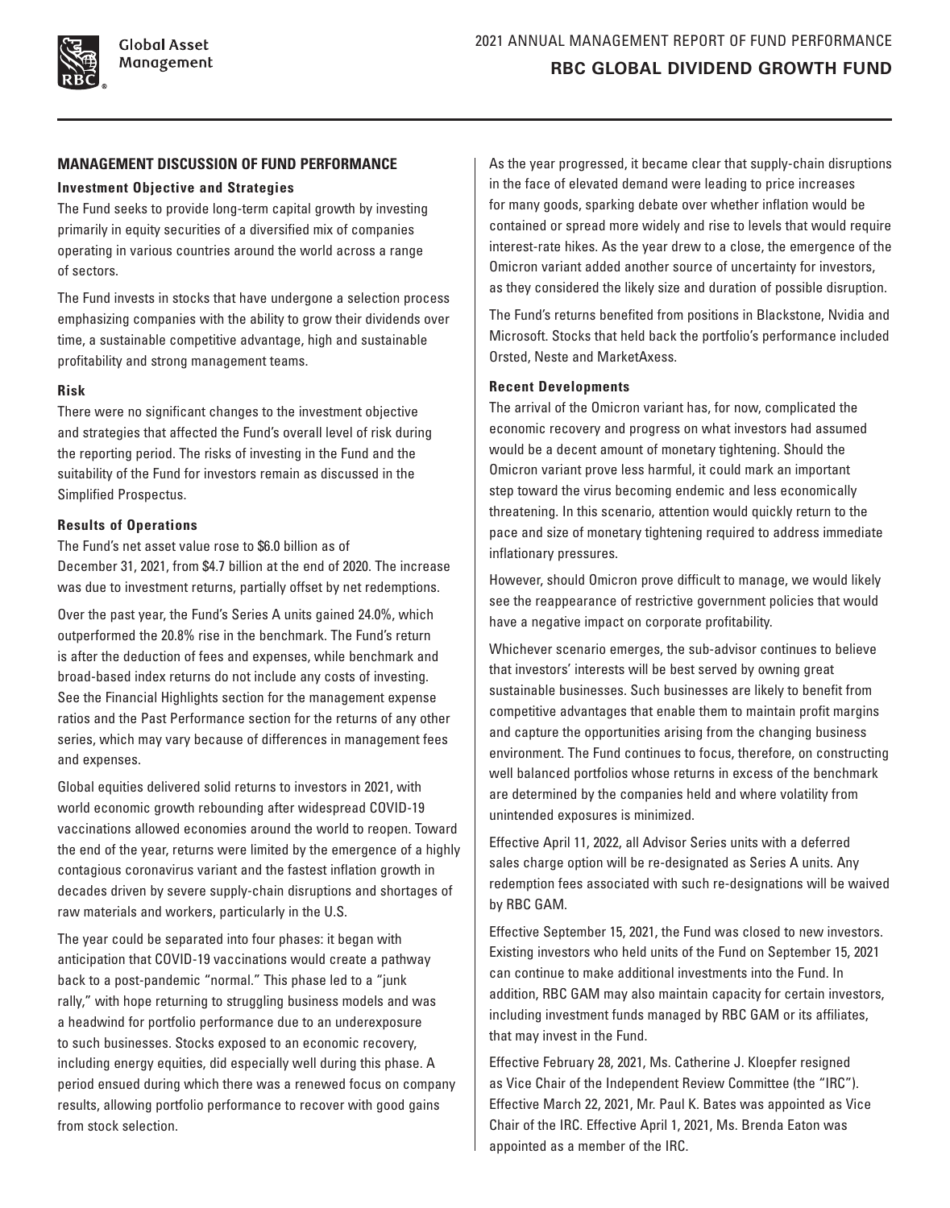## MANAGEMENT DISCUSSION OF FUND PERFORMANCE

### Investment Objective and Strategies

The Fund seeks to provide long-term capital growth by investing primarily in equity securities of a diversified mix of companies operating in various countries around the world across a range of sectors.

The Fund invests in stocks that have undergone a selection process emphasizing companies with the ability to grow their dividends over time, a sustainable competitive advantage, high and sustainable profitability and strong management teams.

### Risk

There were no significant changes to the investment objective and strategies that affected the Fund's overall level of risk during the reporting period. The risks of investing in the Fund and the suitability of the Fund for investors remain as discussed in the Simplified Prospectus.

### Results of Operations

The Fund's net asset value rose to $6.0 billion as of December 31, 2021, from $4.7 billion at the end of 2020. The increase was due to investment returns, partially offset by net redemptions.

Over the past year, the Fund's Series A units gained 24.0%, which outperformed the 20.8% rise in the benchmark. The Fund's return is after the deduction of fees and expenses, while benchmark and broad-based index returns do not include any costs of investing. See the Financial Highlights section for the management expense ratios and the Past Performance section for the returns of any other series, which may vary because of differences in management fees and expenses.

Global equities delivered solid returns to investors in 2021, with world economic growth rebounding after widespread COVID-19 vaccinations allowed economies around the world to reopen. Toward the end of the year, returns were limited by the emergence of a highly contagious coronavirus variant and the fastest inflation growth in decades driven by severe supply-chain disruptions and shortages of raw materials and workers, particularly in the U.S.

The year could be separated into four phases: it began with anticipation that COVID-19 vaccinations would create a pathway back to a post-pandemic "normal." This phase led to a "junk rally," with hope returning to struggling business models and was a headwind for portfolio performance due to an underexposure to such businesses. Stocks exposed to an economic recovery, including energy equities, did especially well during this phase. A period ensued during which there was a renewed focus on company results, allowing portfolio performance to recover with good gains from stock selection.

As the year progressed, it became clear that supply-chain disruptions in the face of elevated demand were leading to price increases for many goods, sparking debate over whether inflation would be contained or spread more widely and rise to levels that would require interest-rate hikes. As the year drew to a close, the emergence of the Omicron variant added another source of uncertainty for investors, as they considered the likely size and duration of possible disruption.

The Fund's returns benefited from positions in Blackstone, Nvidia and Microsoft. Stocks that held back the portfolio's performance included Orsted, Neste and MarketAxess.

### Recent Developments

The arrival of the Omicron variant has, for now, complicated the economic recovery and progress on what investors had assumed would be a decent amount of monetary tightening. Should the Omicron variant prove less harmful, it could mark an important step toward the virus becoming endemic and less economically threatening. In this scenario, attention would quickly return to the pace and size of monetary tightening required to address immediate inflationary pressures.

However, should Omicron prove difficult to manage, we would likely see the reappearance of restrictive government policies that would have a negative impact on corporate profitability.

Whichever scenario emerges, the sub-advisor continues to believe that investors' interests will be best served by owning great sustainable businesses. Such businesses are likely to benefit from competitive advantages that enable them to maintain profit margins and capture the opportunities arising from the changing business environment. The Fund continues to focus, therefore, on constructing well balanced portfolios whose returns in excess of the benchmark are determined by the companies held and where volatility from unintended exposures is minimized.

Effective April 11, 2022, all Advisor Series units with a deferred sales charge option will be re-designated as Series A units. Any redemption fees associated with such re-designations will be waived by RBC GAM.

Effective September 15, 2021, the Fund was closed to new investors. Existing investors who held units of the Fund on September 15, 2021 can continue to make additional investments into the Fund. In addition, RBC GAM may also maintain capacity for certain investors, including investment funds managed by RBC GAM or its affiliates, that may invest in the Fund.

Effective February 28, 2021, Ms. Catherine J. Kloepfer resigned as Vice Chair of the Independent Review Committee (the "IRC"). Effective March 22, 2021, Mr. Paul K. Bates was appointed as Vice Chair of the IRC. Effective April 1, 2021, Ms. Brenda Eaton was appointed as a member of the IRC.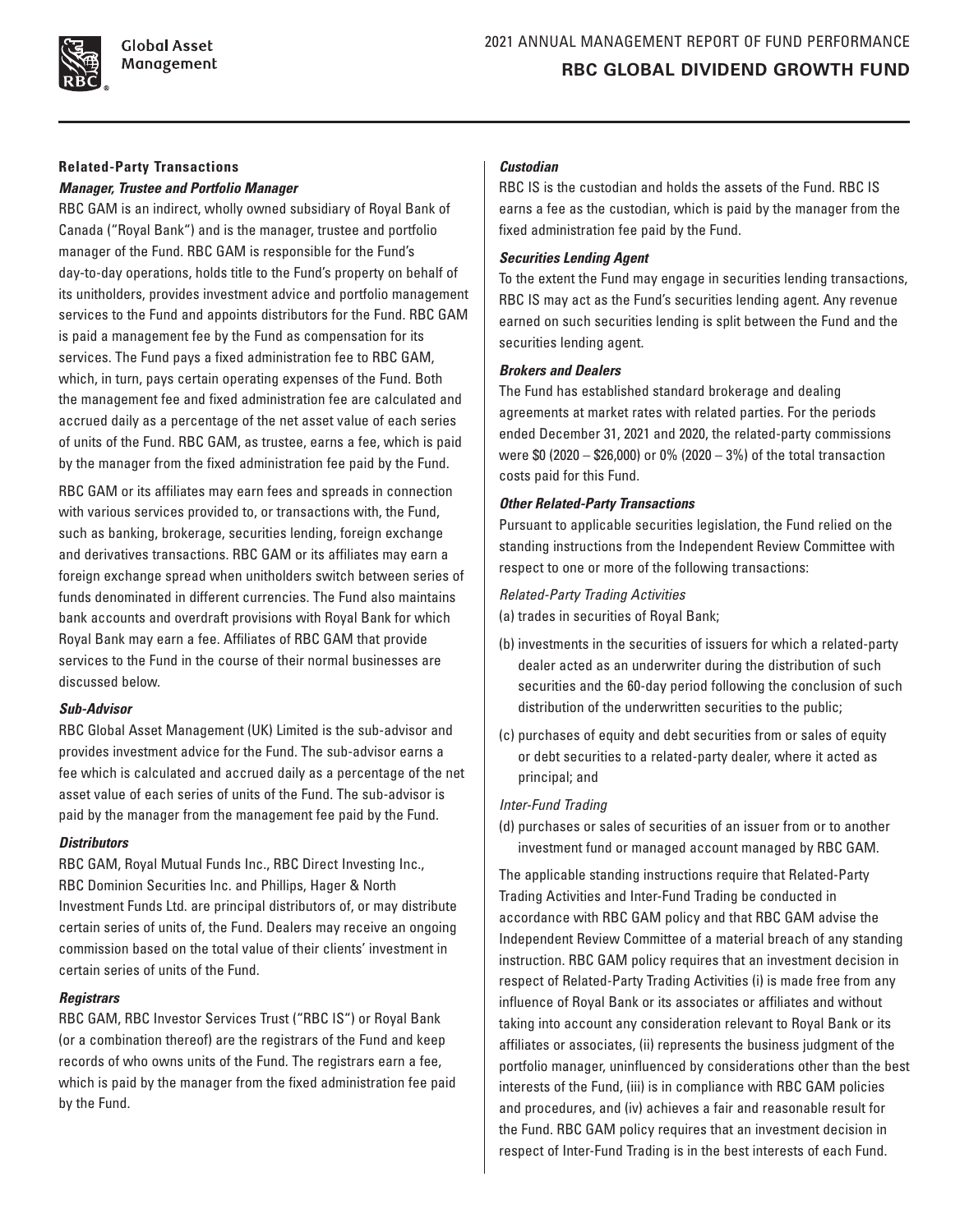## Related-Party Transactions

### *Manager, Trustee and Portfolio Manager*

RBC GAM is an indirect, wholly owned subsidiary of Royal Bank of Canada ("Royal Bank") and is the manager, trustee and portfolio manager of the Fund. RBC GAM is responsible for the Fund's day-to-day operations, holds title to the Fund's property on behalf of its unitholders, provides investment advice and portfolio management services to the Fund and appoints distributors for the Fund. RBC GAM is paid a management fee by the Fund as compensation for its services. The Fund pays a fixed administration fee to RBC GAM, which, in turn, pays certain operating expenses of the Fund. Both the management fee and fixed administration fee are calculated and accrued daily as a percentage of the net asset value of each series of units of the Fund. RBC GAM, as trustee, earns a fee, which is paid by the manager from the fixed administration fee paid by the Fund.

RBC GAM or its affiliates may earn fees and spreads in connection with various services provided to, or transactions with, the Fund, such as banking, brokerage, securities lending, foreign exchange and derivatives transactions. RBC GAM or its affiliates may earn a foreign exchange spread when unitholders switch between series of funds denominated in different currencies. The Fund also maintains bank accounts and overdraft provisions with Royal Bank for which Royal Bank may earn a fee. Affiliates of RBC GAM that provide services to the Fund in the course of their normal businesses are discussed below.

### *Sub-Advisor*

RBC Global Asset Management (UK) Limited is the sub-advisor and provides investment advice for the Fund. The sub-advisor earns a fee which is calculated and accrued daily as a percentage of the net asset value of each series of units of the Fund. The sub-advisor is paid by the manager from the management fee paid by the Fund.

### *Distributors*

RBC GAM, Royal Mutual Funds Inc., RBC Direct Investing Inc., RBC Dominion Securities Inc. and Phillips, Hager & North Investment Funds Ltd. are principal distributors of, or may distribute certain series of units of, the Fund. Dealers may receive an ongoing commission based on the total value of their clients' investment in certain series of units of the Fund.

### *Registrars*

RBC GAM, RBC Investor Services Trust ("RBC IS") or Royal Bank (or a combination thereof) are the registrars of the Fund and keep records of who owns units of the Fund. The registrars earn a fee, which is paid by the manager from the fixed administration fee paid by the Fund.

### *Custodian*

RBC IS is the custodian and holds the assets of the Fund. RBC IS earns a fee as the custodian, which is paid by the manager from the fixed administration fee paid by the Fund.

### *Securities Lending Agent*

To the extent the Fund may engage in securities lending transactions, RBC IS may act as the Fund's securities lending agent. Any revenue earned on such securities lending is split between the Fund and the securities lending agent.

### *Brokers and Dealers*

The Fund has established standard brokerage and dealing agreements at market rates with related parties. For the periods ended December 31, 2021 and 2020, the related-party commissions were $0 (2020 – $26,000) or 0% (2020 – 3%) of the total transaction costs paid for this Fund.

### *Other Related-Party Transactions*

Pursuant to applicable securities legislation, the Fund relied on the standing instructions from the Independent Review Committee with respect to one or more of the following transactions:

*Related-Party Trading Activities*

(a) trades in securities of Royal Bank;

(b) investments in the securities of issuers for which a related-party dealer acted as an underwriter during the distribution of such securities and the 60-day period following the conclusion of such distribution of the underwritten securities to the public;

(c) purchases of equity and debt securities from or sales of equity or debt securities to a related-party dealer, where it acted as principal; and

*Inter-Fund Trading*

(d) purchases or sales of securities of an issuer from or to another investment fund or managed account managed by RBC GAM.

The applicable standing instructions require that Related-Party Trading Activities and Inter-Fund Trading be conducted in accordance with RBC GAM policy and that RBC GAM advise the Independent Review Committee of a material breach of any standing instruction. RBC GAM policy requires that an investment decision in respect of Related-Party Trading Activities (i) is made free from any influence of Royal Bank or its associates or affiliates and without taking into account any consideration relevant to Royal Bank or its affiliates or associates, (ii) represents the business judgment of the portfolio manager, uninfluenced by considerations other than the best interests of the Fund, (iii) is in compliance with RBC GAM policies and procedures, and (iv) achieves a fair and reasonable result for the Fund. RBC GAM policy requires that an investment decision in respect of Inter-Fund Trading is in the best interests of each Fund.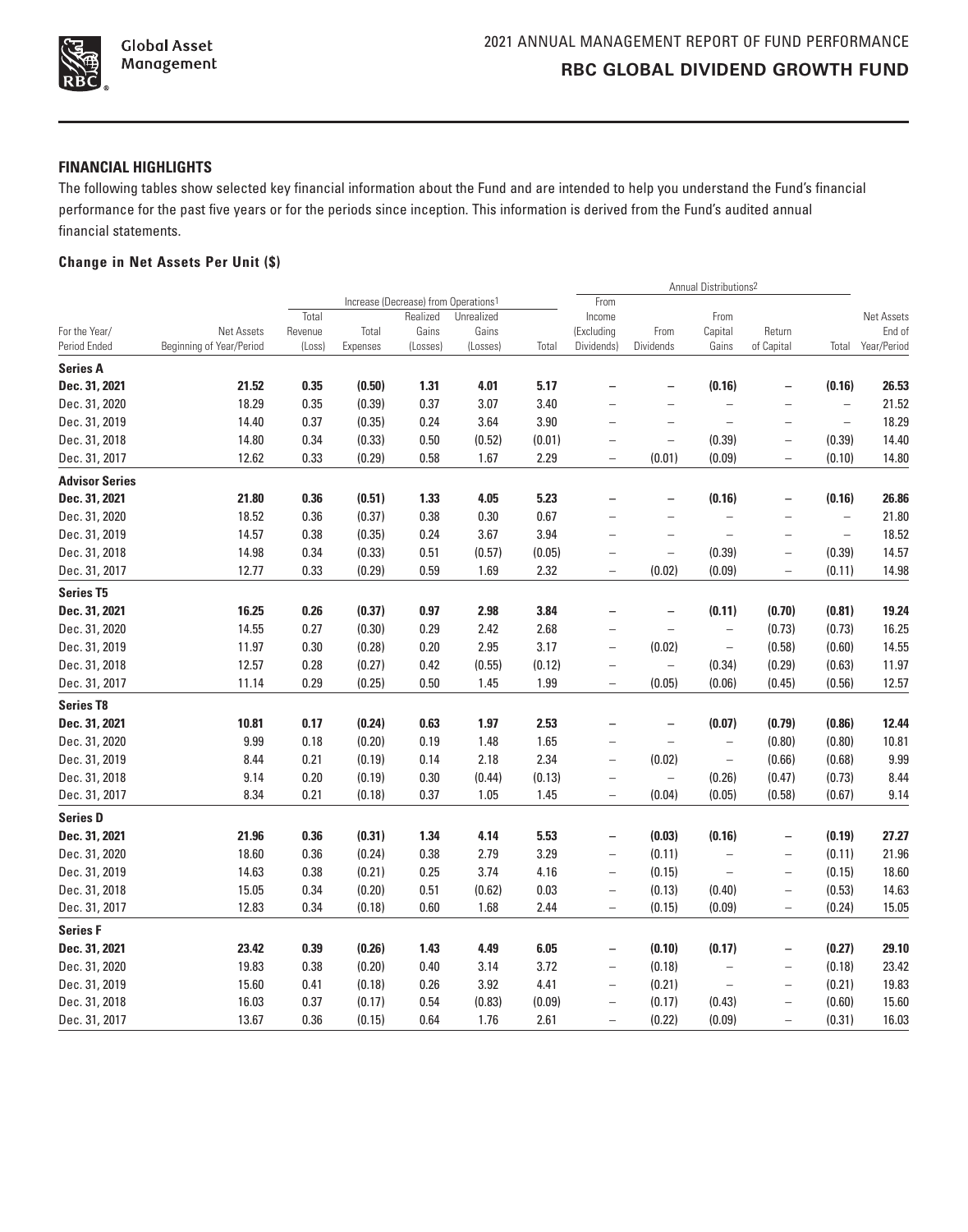## FINANCIAL HIGHLIGHTS

The following tables show selected key financial information about the Fund and are intended to help you understand the Fund's financial performance for the past five years or for the periods since inception. This information is derived from the Fund's audited annual financial statements.

### Change in Net Assets Per Unit ($)

| | | Increase (Decrease) from Operations[1] | | | | | Annual Distributions[2] | | | | | |
|---|---|---|---|---|---|---|---|---|---|---|---|---|
| For the Year/ Period Ended | Net Assets Beginning of Year/Period | Total Revenue (Loss) | Total Expenses | Realized Gains (Losses) | Unrealized Gains (Losses) | Total | From Income (Excluding Dividends) | From Dividends | From Capital Gains | Return of Capital | Total | Net Assets End of Year/Period |
| **Series A** | | | | | | | | | | | | |
| **Dec. 31, 2021** | **21.52** | **0.35** | **(0.50)** | **1.31** | **4.01** | **5.17** | **–** | **–** | **(0.16)** | **–** | **(0.16)** | **26.53** |
| Dec. 31, 2020 | 18.29 | 0.35 | (0.39) | 0.37 | 3.07 | 3.40 | – | – | – | – | – | 21.52 |
| Dec. 31, 2019 | 14.40 | 0.37 | (0.35) | 0.24 | 3.64 | 3.90 | – | – | – | – | – | 18.29 |
| Dec. 31, 2018 | 14.80 | 0.34 | (0.33) | 0.50 | (0.52) | (0.01) | – | – | (0.39) | – | (0.39) | 14.40 |
| Dec. 31, 2017 | 12.62 | 0.33 | (0.29) | 0.58 | 1.67 | 2.29 | – | (0.01) | (0.09) | – | (0.10) | 14.80 |
| **Advisor Series** | | | | | | | | | | | | |
| **Dec. 31, 2021** | **21.80** | **0.36** | **(0.51)** | **1.33** | **4.05** | **5.23** | **–** | **–** | **(0.16)** | **–** | **(0.16)** | **26.86** |
| Dec. 31, 2020 | 18.52 | 0.36 | (0.37) | 0.38 | 0.30 | 0.67 | – | – | – | – | – | 21.80 |
| Dec. 31, 2019 | 14.57 | 0.38 | (0.35) | 0.24 | 3.67 | 3.94 | – | – | – | – | – | 18.52 |
| Dec. 31, 2018 | 14.98 | 0.34 | (0.33) | 0.51 | (0.57) | (0.05) | – | – | (0.39) | – | (0.39) | 14.57 |
| Dec. 31, 2017 | 12.77 | 0.33 | (0.29) | 0.59 | 1.69 | 2.32 | – | (0.02) | (0.09) | – | (0.11) | 14.98 |
| **Series T5** | | | | | | | | | | | | |
| **Dec. 31, 2021** | **16.25** | **0.26** | **(0.37)** | **0.97** | **2.98** | **3.84** | **–** | **–** | **(0.11)** | **(0.70)** | **(0.81)** | **19.24** |
| Dec. 31, 2020 | 14.55 | 0.27 | (0.30) | 0.29 | 2.42 | 2.68 | – | – | – | (0.73) | (0.73) | 16.25 |
| Dec. 31, 2019 | 11.97 | 0.30 | (0.28) | 0.20 | 2.95 | 3.17 | – | (0.02) | – | (0.58) | (0.60) | 14.55 |
| Dec. 31, 2018 | 12.57 | 0.28 | (0.27) | 0.42 | (0.55) | (0.12) | – | – | (0.34) | (0.29) | (0.63) | 11.97 |
| Dec. 31, 2017 | 11.14 | 0.29 | (0.25) | 0.50 | 1.45 | 1.99 | – | (0.05) | (0.06) | (0.45) | (0.56) | 12.57 |
| **Series T8** | | | | | | | | | | | | |
| **Dec. 31, 2021** | **10.81** | **0.17** | **(0.24)** | **0.63** | **1.97** | **2.53** | **–** | **–** | **(0.07)** | **(0.79)** | **(0.86)** | **12.44** |
| Dec. 31, 2020 | 9.99 | 0.18 | (0.20) | 0.19 | 1.48 | 1.65 | – | – | – | (0.80) | (0.80) | 10.81 |
| Dec. 31, 2019 | 8.44 | 0.21 | (0.19) | 0.14 | 2.18 | 2.34 | – | (0.02) | – | (0.66) | (0.68) | 9.99 |
| Dec. 31, 2018 | 9.14 | 0.20 | (0.19) | 0.30 | (0.44) | (0.13) | – | – | (0.26) | (0.47) | (0.73) | 8.44 |
| Dec. 31, 2017 | 8.34 | 0.21 | (0.18) | 0.37 | 1.05 | 1.45 | – | (0.04) | (0.05) | (0.58) | (0.67) | 9.14 |
| **Series D** | | | | | | | | | | | | |
| **Dec. 31, 2021** | **21.96** | **0.36** | **(0.31)** | **1.34** | **4.14** | **5.53** | **–** | **(0.03)** | **(0.16)** | **–** | **(0.19)** | **27.27** |
| Dec. 31, 2020 | 18.60 | 0.36 | (0.24) | 0.38 | 2.79 | 3.29 | – | (0.11) | – | – | (0.11) | 21.96 |
| Dec. 31, 2019 | 14.63 | 0.38 | (0.21) | 0.25 | 3.74 | 4.16 | – | (0.15) | – | – | (0.15) | 18.60 |
| Dec. 31, 2018 | 15.05 | 0.34 | (0.20) | 0.51 | (0.62) | 0.03 | – | (0.13) | (0.40) | – | (0.53) | 14.63 |
| Dec. 31, 2017 | 12.83 | 0.34 | (0.18) | 0.60 | 1.68 | 2.44 | – | (0.15) | (0.09) | – | (0.24) | 15.05 |
| **Series F** | | | | | | | | | | | | |
| **Dec. 31, 2021** | **23.42** | **0.39** | **(0.26)** | **1.43** | **4.49** | **6.05** | **–** | **(0.10)** | **(0.17)** | **–** | **(0.27)** | **29.10** |
| Dec. 31, 2020 | 19.83 | 0.38 | (0.20) | 0.40 | 3.14 | 3.72 | – | (0.18) | – | – | (0.18) | 23.42 |
| Dec. 31, 2019 | 15.60 | 0.41 | (0.18) | 0.26 | 3.92 | 4.41 | – | (0.21) | – | – | (0.21) | 19.83 |
| Dec. 31, 2018 | 16.03 | 0.37 | (0.17) | 0.54 | (0.83) | (0.09) | – | (0.17) | (0.43) | – | (0.60) | 15.60 |
| Dec. 31, 2017 | 13.67 | 0.36 | (0.15) | 0.64 | 1.76 | 2.61 | – | (0.22) | (0.09) | – | (0.31) | 16.03 |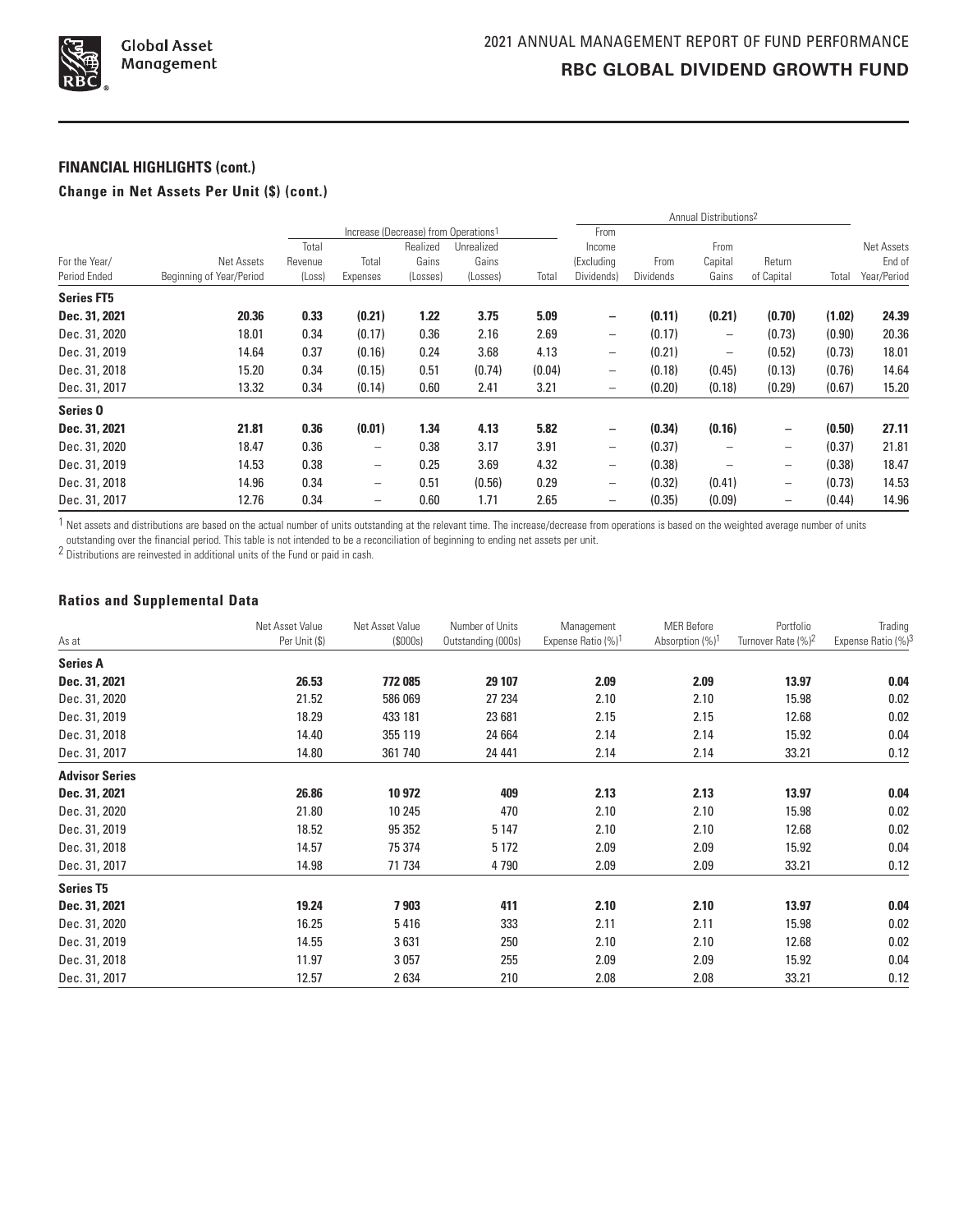## FINANCIAL HIGHLIGHTS (cont.)

### Change in Net Assets Per Unit ($) (cont.)

| | | Increase (Decrease) from Operations[1] | | | | | Annual Distributions[2] | | | | | |
|---|---|---|---|---|---|---|---|---|---|---|---|---|
| For the Year/ Period Ended | Net Assets Beginning of Year/Period | Total Revenue (Loss) | Total Expenses | Realized Gains (Losses) | Unrealized Gains (Losses) | Total | From Income (Excluding Dividends) | From Dividends | From Capital Gains | Return of Capital | Total | Net Assets End of Year/Period |
| **Series FT5** | | | | | | | | | | | | |
| **Dec. 31, 2021** | **20.36** | **0.33** | **(0.21)** | **1.22** | **3.75** | **5.09** | **–** | **(0.11)** | **(0.21)** | **(0.70)** | **(1.02)** | **24.39** |
| Dec. 31, 2020 | 18.01 | 0.34 | (0.17) | 0.36 | 2.16 | 2.69 | – | (0.17) | – | (0.73) | (0.90) | 20.36 |
| Dec. 31, 2019 | 14.64 | 0.37 | (0.16) | 0.24 | 3.68 | 4.13 | – | (0.21) | – | (0.52) | (0.73) | 18.01 |
| Dec. 31, 2018 | 15.20 | 0.34 | (0.15) | 0.51 | (0.74) | (0.04) | – | (0.18) | (0.45) | (0.13) | (0.76) | 14.64 |
| Dec. 31, 2017 | 13.32 | 0.34 | (0.14) | 0.60 | 2.41 | 3.21 | – | (0.20) | (0.18) | (0.29) | (0.67) | 15.20 |
| **Series O** | | | | | | | | | | | | |
| **Dec. 31, 2021** | **21.81** | **0.36** | **(0.01)** | **1.34** | **4.13** | **5.82** | **–** | **(0.34)** | **(0.16)** | **–** | **(0.50)** | **27.11** |
| Dec. 31, 2020 | 18.47 | 0.36 | – | 0.38 | 3.17 | 3.91 | – | (0.37) | – | – | (0.37) | 21.81 |
| Dec. 31, 2019 | 14.53 | 0.38 | – | 0.25 | 3.69 | 4.32 | – | (0.38) | – | – | (0.38) | 18.47 |
| Dec. 31, 2018 | 14.96 | 0.34 | – | 0.51 | (0.56) | 0.29 | – | (0.32) | (0.41) | – | (0.73) | 14.53 |
| Dec. 31, 2017 | 12.76 | 0.34 | – | 0.60 | 1.71 | 2.65 | – | (0.35) | (0.09) | – | (0.44) | 14.96 |

[1] Net assets and distributions are based on the actual number of units outstanding at the relevant time. The increase/decrease from operations is based on the weighted average number of units outstanding over the financial period. This table is not intended to be a reconciliation of beginning to ending net assets per unit.
[2] Distributions are reinvested in additional units of the Fund or paid in cash.

### Ratios and Supplemental Data

| As at | Net Asset Value Per Unit ($) | Net Asset Value ($000s) | Number of Units Outstanding (000s) | Management Expense Ratio (%)[1] | MER Before Absorption (%)[1] | Portfolio Turnover Rate (%)[2] | Trading Expense Ratio (%)[3] |
|---|---|---|---|---|---|---|---|
| **Series A** | | | | | | | |
| **Dec. 31, 2021** | **26.53** | **772 085** | **29 107** | **2.09** | **2.09** | **13.97** | **0.04** |
| Dec. 31, 2020 | 21.52 | 586 069 | 27 234 | 2.10 | 2.10 | 15.98 | 0.02 |
| Dec. 31, 2019 | 18.29 | 433 181 | 23 681 | 2.15 | 2.15 | 12.68 | 0.02 |
| Dec. 31, 2018 | 14.40 | 355 119 | 24 664 | 2.14 | 2.14 | 15.92 | 0.04 |
| Dec. 31, 2017 | 14.80 | 361 740 | 24 441 | 2.14 | 2.14 | 33.21 | 0.12 |
| **Advisor Series** | | | | | | | |
| **Dec. 31, 2021** | **26.86** | **10 972** | **409** | **2.13** | **2.13** | **13.97** | **0.04** |
| Dec. 31, 2020 | 21.80 | 10 245 | 470 | 2.10 | 2.10 | 15.98 | 0.02 |
| Dec. 31, 2019 | 18.52 | 95 352 | 5 147 | 2.10 | 2.10 | 12.68 | 0.02 |
| Dec. 31, 2018 | 14.57 | 75 374 | 5 172 | 2.09 | 2.09 | 15.92 | 0.04 |
| Dec. 31, 2017 | 14.98 | 71 734 | 4 790 | 2.09 | 2.09 | 33.21 | 0.12 |
| **Series T5** | | | | | | | |
| **Dec. 31, 2021** | **19.24** | **7 903** | **411** | **2.10** | **2.10** | **13.97** | **0.04** |
| Dec. 31, 2020 | 16.25 | 5 416 | 333 | 2.11 | 2.11 | 15.98 | 0.02 |
| Dec. 31, 2019 | 14.55 | 3 631 | 250 | 2.10 | 2.10 | 12.68 | 0.02 |
| Dec. 31, 2018 | 11.97 | 3 057 | 255 | 2.09 | 2.09 | 15.92 | 0.04 |
| Dec. 31, 2017 | 12.57 | 2 634 | 210 | 2.08 | 2.08 | 33.21 | 0.12 |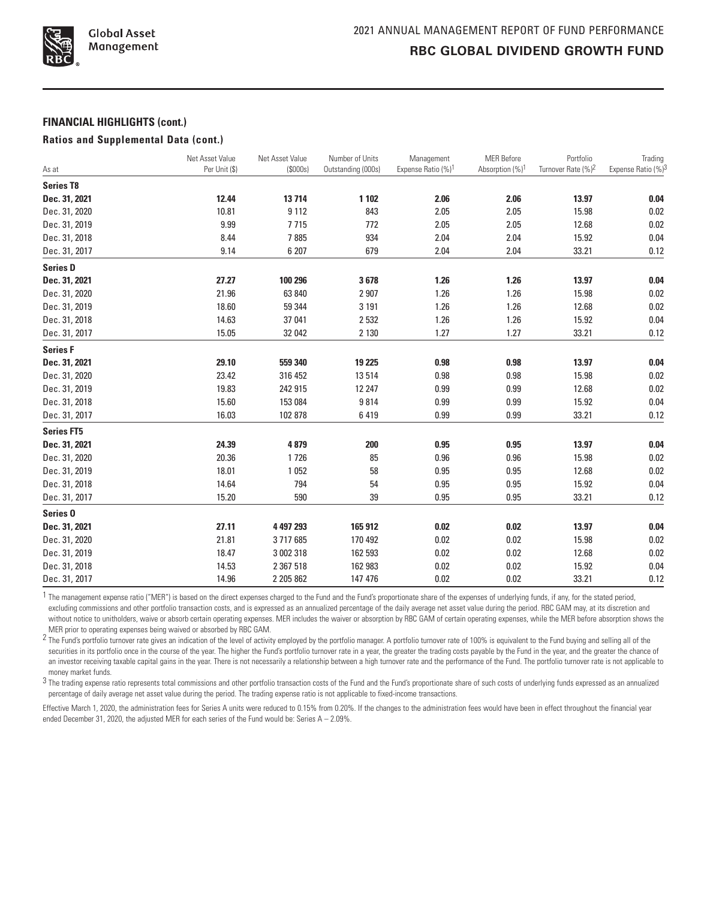## FINANCIAL HIGHLIGHTS (cont.)

### Ratios and Supplemental Data (cont.)

| As at | Net Asset Value Per Unit ($) | Net Asset Value ($000s) | Number of Units Outstanding (000s) | Management Expense Ratio (%)[1] | MER Before Absorption (%)[1] | Portfolio Turnover Rate (%)[2] | Trading Expense Ratio (%)[3] |
|---|---|---|---|---|---|---|---|
| **Series T8** | | | | | | | |
| **Dec. 31, 2021** | **12.44** | **13 714** | **1 102** | **2.06** | **2.06** | **13.97** | **0.04** |
| Dec. 31, 2020 | 10.81 | 9 112 | 843 | 2.05 | 2.05 | 15.98 | 0.02 |
| Dec. 31, 2019 | 9.99 | 7 715 | 772 | 2.05 | 2.05 | 12.68 | 0.02 |
| Dec. 31, 2018 | 8.44 | 7 885 | 934 | 2.04 | 2.04 | 15.92 | 0.04 |
| Dec. 31, 2017 | 9.14 | 6 207 | 679 | 2.04 | 2.04 | 33.21 | 0.12 |
| **Series D** | | | | | | | |
| **Dec. 31, 2021** | **27.27** | **100 296** | **3 678** | **1.26** | **1.26** | **13.97** | **0.04** |
| Dec. 31, 2020 | 21.96 | 63 840 | 2 907 | 1.26 | 1.26 | 15.98 | 0.02 |
| Dec. 31, 2019 | 18.60 | 59 344 | 3 191 | 1.26 | 1.26 | 12.68 | 0.02 |
| Dec. 31, 2018 | 14.63 | 37 041 | 2 532 | 1.26 | 1.26 | 15.92 | 0.04 |
| Dec. 31, 2017 | 15.05 | 32 042 | 2 130 | 1.27 | 1.27 | 33.21 | 0.12 |
| **Series F** | | | | | | | |
| **Dec. 31, 2021** | **29.10** | **559 340** | **19 225** | **0.98** | **0.98** | **13.97** | **0.04** |
| Dec. 31, 2020 | 23.42 | 316 452 | 13 514 | 0.98 | 0.98 | 15.98 | 0.02 |
| Dec. 31, 2019 | 19.83 | 242 915 | 12 247 | 0.99 | 0.99 | 12.68 | 0.02 |
| Dec. 31, 2018 | 15.60 | 153 084 | 9 814 | 0.99 | 0.99 | 15.92 | 0.04 |
| Dec. 31, 2017 | 16.03 | 102 878 | 6 419 | 0.99 | 0.99 | 33.21 | 0.12 |
| **Series FT5** | | | | | | | |
| **Dec. 31, 2021** | **24.39** | **4 879** | **200** | **0.95** | **0.95** | **13.97** | **0.04** |
| Dec. 31, 2020 | 20.36 | 1 726 | 85 | 0.96 | 0.96 | 15.98 | 0.02 |
| Dec. 31, 2019 | 18.01 | 1 052 | 58 | 0.95 | 0.95 | 12.68 | 0.02 |
| Dec. 31, 2018 | 14.64 | 794 | 54 | 0.95 | 0.95 | 15.92 | 0.04 |
| Dec. 31, 2017 | 15.20 | 590 | 39 | 0.95 | 0.95 | 33.21 | 0.12 |
| **Series O** | | | | | | | |
| **Dec. 31, 2021** | **27.11** | **4 497 293** | **165 912** | **0.02** | **0.02** | **13.97** | **0.04** |
| Dec. 31, 2020 | 21.81 | 3 717 685 | 170 492 | 0.02 | 0.02 | 15.98 | 0.02 |
| Dec. 31, 2019 | 18.47 | 3 002 318 | 162 593 | 0.02 | 0.02 | 12.68 | 0.02 |
| Dec. 31, 2018 | 14.53 | 2 367 518 | 162 983 | 0.02 | 0.02 | 15.92 | 0.04 |
| Dec. 31, 2017 | 14.96 | 2 205 862 | 147 476 | 0.02 | 0.02 | 33.21 | 0.12 |

[1] The management expense ratio ("MER") is based on the direct expenses charged to the Fund and the Fund's proportionate share of the expenses of underlying funds, if any, for the stated period, excluding commissions and other portfolio transaction costs, and is expressed as an annualized percentage of the daily average net asset value during the period. RBC GAM may, at its discretion and without notice to unitholders, waive or absorb certain operating expenses. MER includes the waiver or absorption by RBC GAM of certain operating expenses, while the MER before absorption shows the MER prior to operating expenses being waived or absorbed by RBC GAM.

[2] The Fund's portfolio turnover rate gives an indication of the level of activity employed by the portfolio manager. A portfolio turnover rate of 100% is equivalent to the Fund buying and selling all of the securities in its portfolio once in the course of the year. The higher the Fund's portfolio turnover rate in a year, the greater the trading costs payable by the Fund in the year, and the greater the chance of an investor receiving taxable capital gains in the year. There is not necessarily a relationship between a high turnover rate and the performance of the Fund. The portfolio turnover rate is not applicable to money market funds.

[3] The trading expense ratio represents total commissions and other portfolio transaction costs of the Fund and the Fund's proportionate share of such costs of underlying funds expressed as an annualized percentage of daily average net asset value during the period. The trading expense ratio is not applicable to fixed-income transactions.

Effective March 1, 2020, the administration fees for Series A units were reduced to 0.15% from 0.20%. If the changes to the administration fees would have been in effect throughout the financial year ended December 31, 2020, the adjusted MER for each series of the Fund would be: Series A – 2.09%.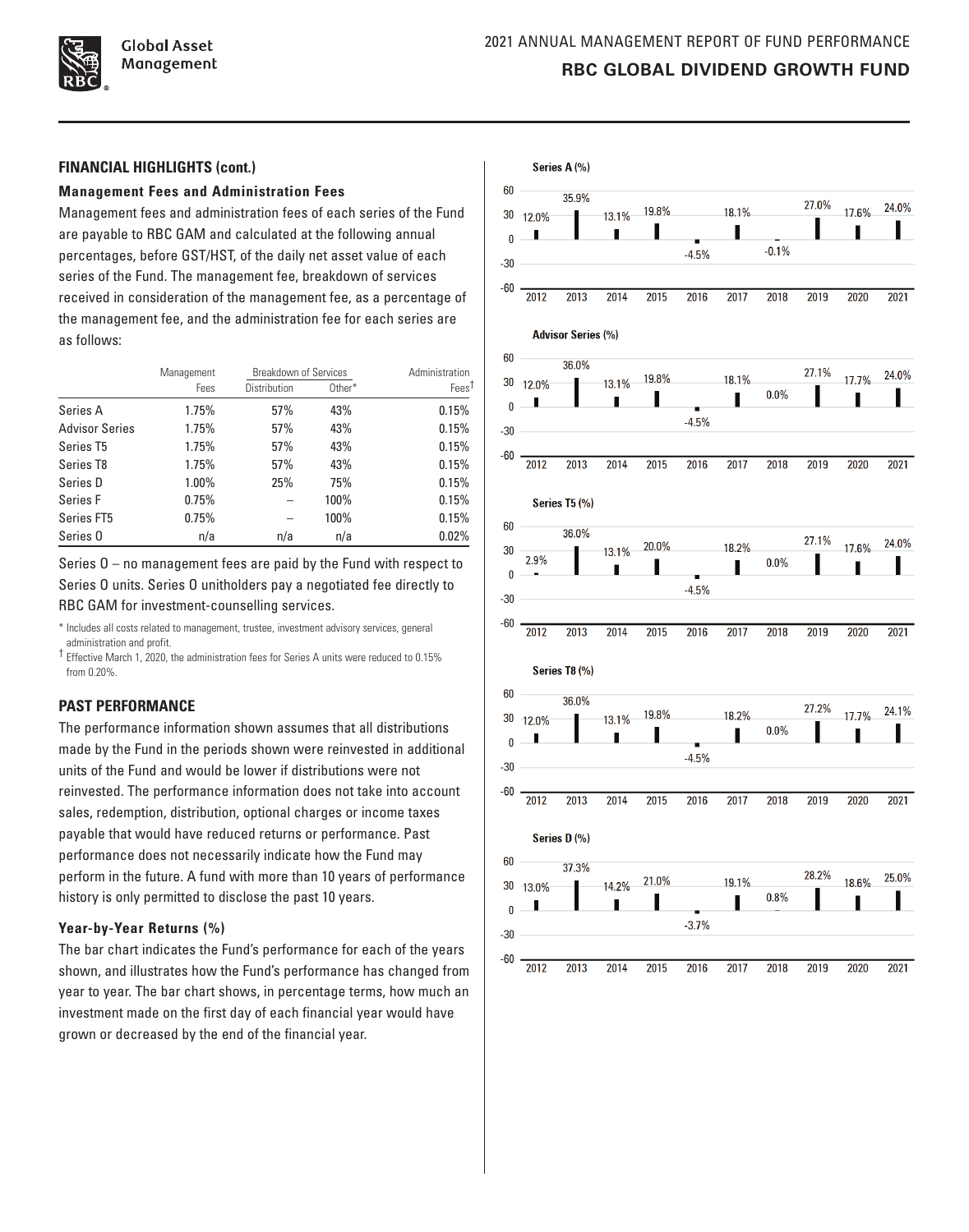## FINANCIAL HIGHLIGHTS (cont.)

### Management Fees and Administration Fees

Management fees and administration fees of each series of the Fund are payable to RBC GAM and calculated at the following annual percentages, before GST/HST, of the daily net asset value of each series of the Fund. The management fee, breakdown of services received in consideration of the management fee, as a percentage of the management fee, and the administration fee for each series are as follows:

| | Management | Breakdown of Services | | Administration |
|---|---|---|---|---|
| | Fees | Distribution | Other* | Fees† |
| Series A | 1.75% | 57% | 43% | 0.15% |
| Advisor Series | 1.75% | 57% | 43% | 0.15% |
| Series T5 | 1.75% | 57% | 43% | 0.15% |
| Series T8 | 1.75% | 57% | 43% | 0.15% |
| Series D | 1.00% | 25% | 75% | 0.15% |
| Series F | 0.75% | – | 100% | 0.15% |
| Series FT5 | 0.75% | – | 100% | 0.15% |
| Series O | n/a | n/a | n/a | 0.02% |

Series O – no management fees are paid by the Fund with respect to Series O units. Series O unitholders pay a negotiated fee directly to RBC GAM for investment-counselling services.

\* Includes all costs related to management, trustee, investment advisory services, general administration and profit.

† Effective March 1, 2020, the administration fees for Series A units were reduced to 0.15% from 0.20%.

## PAST PERFORMANCE

The performance information shown assumes that all distributions made by the Fund in the periods shown were reinvested in additional units of the Fund and would be lower if distributions were not reinvested. The performance information does not take into account sales, redemption, distribution, optional charges or income taxes payable that would have reduced returns or performance. Past performance does not necessarily indicate how the Fund may perform in the future. A fund with more than 10 years of performance history is only permitted to disclose the past 10 years.

### Year-by-Year Returns (%)

The bar chart indicates the Fund's performance for each of the years shown, and illustrates how the Fund's performance has changed from year to year. The bar chart shows, in percentage terms, how much an investment made on the first day of each financial year would have grown or decreased by the end of the financial year.

**Series A (%)**

60 30 0 -30 -60

12.0% 35.9% 13.1% 19.8% -4.5% 18.1% -0.1% 27.0% 17.6% 24.0%

2012 2013 2014 2015 2016 2017 2018 2019 2020 2021

**Advisor Series (%)**

60 30 0 -30 -60

12.0% 36.0% 13.1% 19.8% -4.5% 18.1% 0.0% 27.1% 17.7% 24.0%

2012 2013 2014 2015 2016 2017 2018 2019 2020 2021

**Series T5 (%)**

60 30 0 -30 -60

2.9% 36.0% 13.1% 20.0% -4.5% 18.2% 0.0% 27.1% 17.6% 24.0%

2012 2013 2014 2015 2016 2017 2018 2019 2020 2021

**Series T8 (%)**

60 30 0 -30 -60

12.0% 36.0% 13.1% 19.8% -4.5% 18.2% 0.0% 27.2% 17.7% 24.1%

2012 2013 2014 2015 2016 2017 2018 2019 2020 2021

**Series D (%)**

60 30 0 -30 -60

13.0% 37.3% 14.2% 21.0% -3.7% 19.1% 0.8% 28.2% 18.6% 25.0%

2012 2013 2014 2015 2016 2017 2018 2019 2020 2021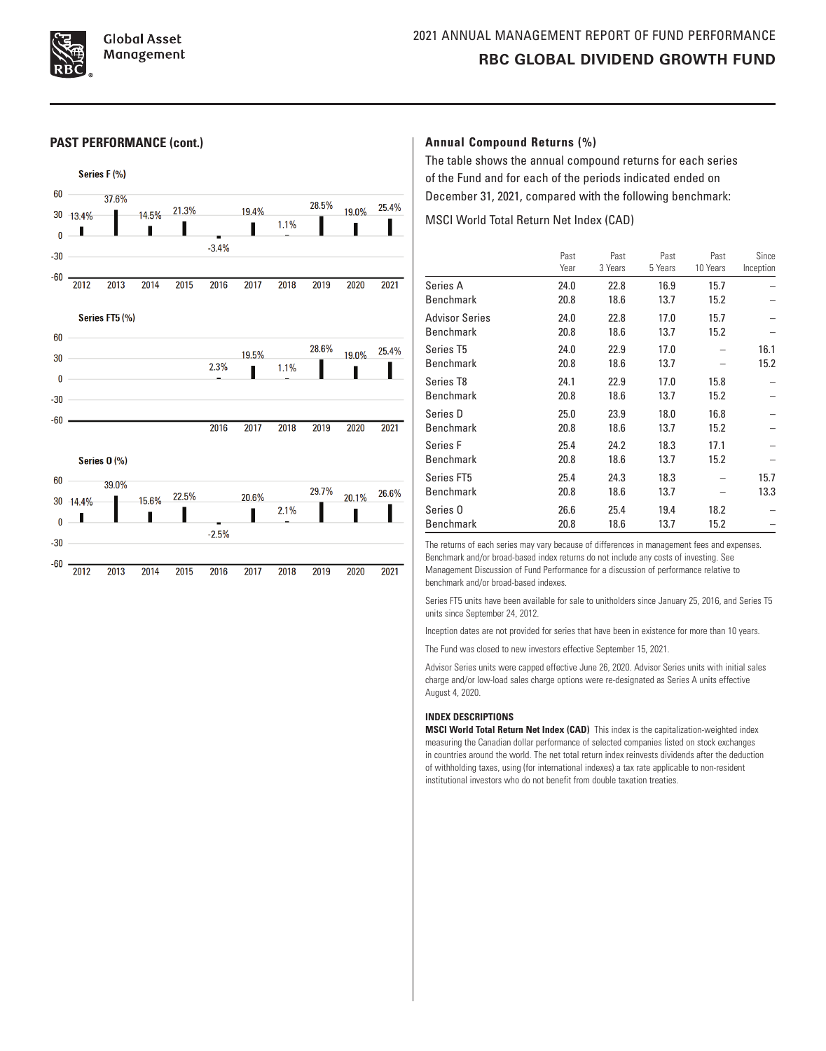## PAST PERFORMANCE (cont.)

**Series F (%)**

60
30
0
-30
-60

13.4% 37.6% 14.5% 21.3% -3.4% 19.4% 1.1% 28.5% 19.0% 25.4%

2012 2013 2014 2015 2016 2017 2018 2019 2020 2021

**Series FT5 (%)**

60
30
0
-30
-60

2.3% 19.5% 1.1% 28.6% 19.0% 25.4%

2016 2017 2018 2019 2020 2021

**Series O (%)**

60
30
0
-30
-60

14.4% 39.0% 15.6% 22.5% -2.5% 20.6% 2.1% 29.7% 20.1% 26.6%

2012 2013 2014 2015 2016 2017 2018 2019 2020 2021

### Annual Compound Returns (%)

The table shows the annual compound returns for each series of the Fund and for each of the periods indicated ended on December 31, 2021, compared with the following benchmark:

MSCI World Total Return Net Index (CAD)

| | Past Year | Past 3 Years | Past 5 Years | Past 10 Years | Since Inception |
|---|---|---|---|---|---|
| Series A | 24.0 | 22.8 | 16.9 | 15.7 | – |
| Benchmark | 20.8 | 18.6 | 13.7 | 15.2 | – |
| Advisor Series | 24.0 | 22.8 | 17.0 | 15.7 | – |
| Benchmark | 20.8 | 18.6 | 13.7 | 15.2 | – |
| Series T5 | 24.0 | 22.9 | 17.0 | – | 16.1 |
| Benchmark | 20.8 | 18.6 | 13.7 | – | 15.2 |
| Series T8 | 24.1 | 22.9 | 17.0 | 15.8 | – |
| Benchmark | 20.8 | 18.6 | 13.7 | 15.2 | – |
| Series D | 25.0 | 23.9 | 18.0 | 16.8 | – |
| Benchmark | 20.8 | 18.6 | 13.7 | 15.2 | – |
| Series F | 25.4 | 24.2 | 18.3 | 17.1 | – |
| Benchmark | 20.8 | 18.6 | 13.7 | 15.2 | – |
| Series FT5 | 25.4 | 24.3 | 18.3 | – | 15.7 |
| Benchmark | 20.8 | 18.6 | 13.7 | – | 13.3 |
| Series O | 26.6 | 25.4 | 19.4 | 18.2 | – |
| Benchmark | 20.8 | 18.6 | 13.7 | 15.2 | – |

The returns of each series may vary because of differences in management fees and expenses. Benchmark and/or broad-based index returns do not include any costs of investing. See Management Discussion of Fund Performance for a discussion of performance relative to benchmark and/or broad-based indexes.

Series FT5 units have been available for sale to unitholders since January 25, 2016, and Series T5 units since September 24, 2012.

Inception dates are not provided for series that have been in existence for more than 10 years.

The Fund was closed to new investors effective September 15, 2021.

Advisor Series units were capped effective June 26, 2020. Advisor Series units with initial sales charge and/or low-load sales charge options were re-designated as Series A units effective August 4, 2020.

**INDEX DESCRIPTIONS**

**MSCI World Total Return Net Index (CAD)** This index is the capitalization-weighted index measuring the Canadian dollar performance of selected companies listed on stock exchanges in countries around the world. The net total return index reinvests dividends after the deduction of withholding taxes, using (for international indexes) a tax rate applicable to non-resident institutional investors who do not benefit from double taxation treaties.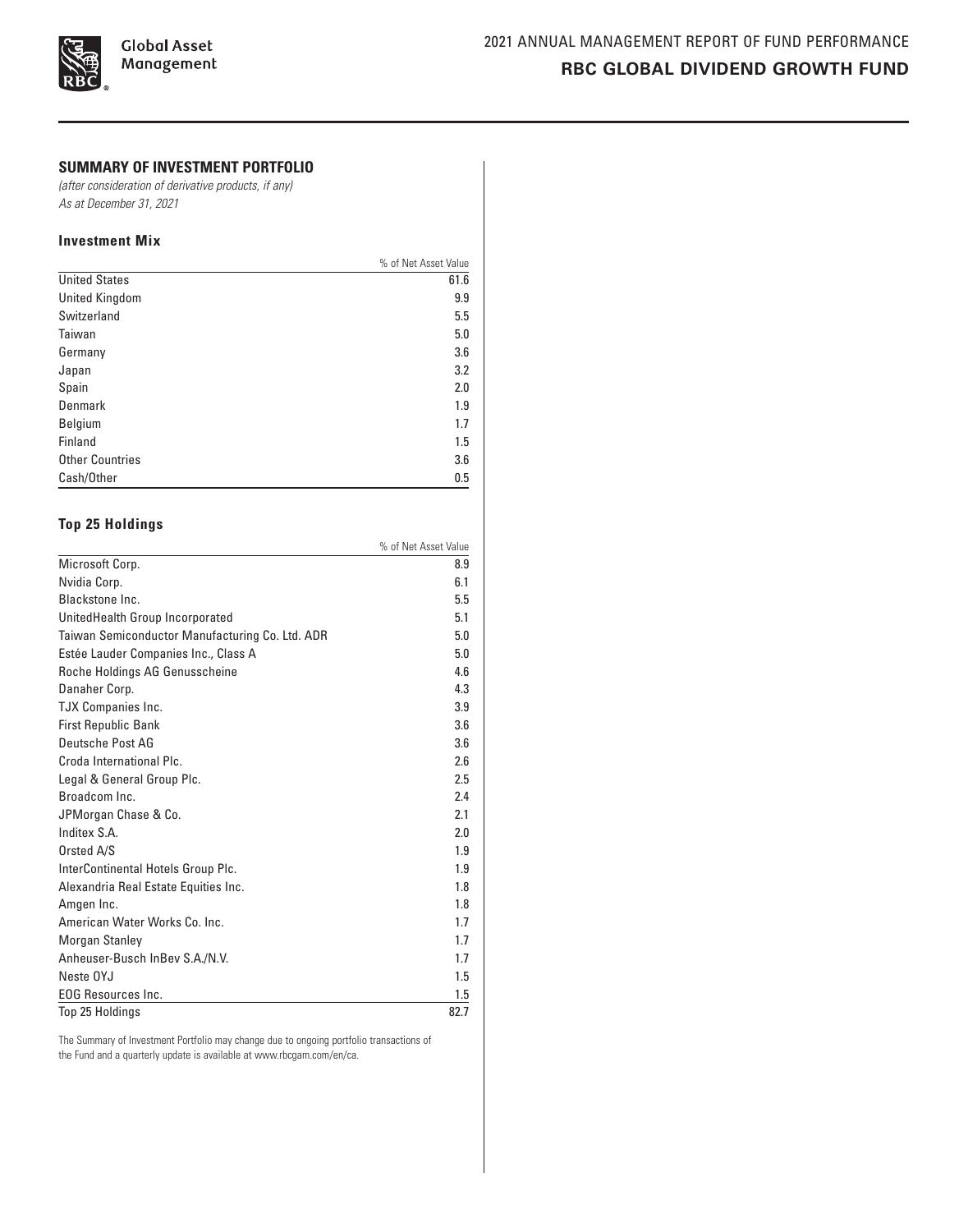## SUMMARY OF INVESTMENT PORTFOLIO

*(after consideration of derivative products, if any)*
*As at December 31, 2021*

### Investment Mix

| | % of Net Asset Value |
|---|---|
| United States | 61.6 |
| United Kingdom | 9.9 |
| Switzerland | 5.5 |
| Taiwan | 5.0 |
| Germany | 3.6 |
| Japan | 3.2 |
| Spain | 2.0 |
| Denmark | 1.9 |
| Belgium | 1.7 |
| Finland | 1.5 |
| Other Countries | 3.6 |
| Cash/Other | 0.5 |

### Top 25 Holdings

| | % of Net Asset Value |
|---|---|
| Microsoft Corp. | 8.9 |
| Nvidia Corp. | 6.1 |
| Blackstone Inc. | 5.5 |
| UnitedHealth Group Incorporated | 5.1 |
| Taiwan Semiconductor Manufacturing Co. Ltd. ADR | 5.0 |
| Estée Lauder Companies Inc., Class A | 5.0 |
| Roche Holdings AG Genusscheine | 4.6 |
| Danaher Corp. | 4.3 |
| TJX Companies Inc. | 3.9 |
| First Republic Bank | 3.6 |
| Deutsche Post AG | 3.6 |
| Croda International Plc. | 2.6 |
| Legal & General Group Plc. | 2.5 |
| Broadcom Inc. | 2.4 |
| JPMorgan Chase & Co. | 2.1 |
| Inditex S.A. | 2.0 |
| Orsted A/S | 1.9 |
| InterContinental Hotels Group Plc. | 1.9 |
| Alexandria Real Estate Equities Inc. | 1.8 |
| Amgen Inc. | 1.8 |
| American Water Works Co. Inc. | 1.7 |
| Morgan Stanley | 1.7 |
| Anheuser-Busch InBev S.A./N.V. | 1.7 |
| Neste OYJ | 1.5 |
| EOG Resources Inc. | 1.5 |
| Top 25 Holdings | 82.7 |

The Summary of Investment Portfolio may change due to ongoing portfolio transactions of the Fund and a quarterly update is available at www.rbcgam.com/en/ca.